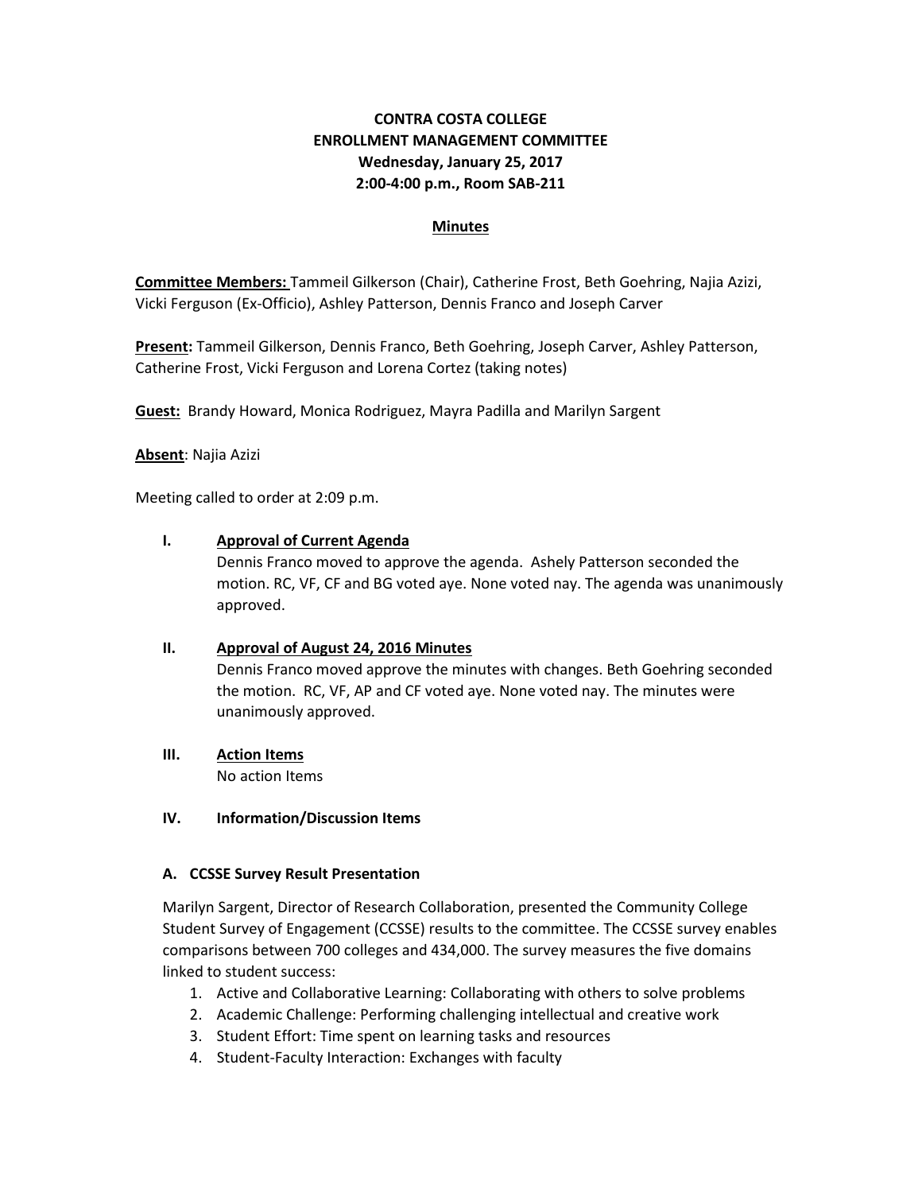**CONTRA COSTA COLLEGE**
**ENROLLMENT MANAGEMENT COMMITTEE**
**Wednesday, January 25, 2017**
**2:00-4:00 p.m., Room SAB-211**

**Minutes**

**Committee Members:** Tammeil Gilkerson (Chair), Catherine Frost, Beth Goehring, Najia Azizi, Vicki Ferguson (Ex-Officio), Ashley Patterson, Dennis Franco and Joseph Carver

**Present:** Tammeil Gilkerson, Dennis Franco, Beth Goehring, Joseph Carver, Ashley Patterson, Catherine Frost, Vicki Ferguson and Lorena Cortez (taking notes)

**Guest:** Brandy Howard, Monica Rodriguez, Mayra Padilla and Marilyn Sargent

**Absent**: Najia Azizi

Meeting called to order at 2:09 p.m.

**I. Approval of Current Agenda**

Dennis Franco moved to approve the agenda. Ashely Patterson seconded the motion. RC, VF, CF and BG voted aye. None voted nay. The agenda was unanimously approved.

**II. Approval of August 24, 2016 Minutes**

Dennis Franco moved approve the minutes with changes. Beth Goehring seconded the motion. RC, VF, AP and CF voted aye. None voted nay. The minutes were unanimously approved.

**III. Action Items**

No action Items

**IV. Information/Discussion Items**

**A. CCSSE Survey Result Presentation**

Marilyn Sargent, Director of Research Collaboration, presented the Community College Student Survey of Engagement (CCSSE) results to the committee. The CCSSE survey enables comparisons between 700 colleges and 434,000. The survey measures the five domains linked to student success:

1. Active and Collaborative Learning: Collaborating with others to solve problems
2. Academic Challenge: Performing challenging intellectual and creative work
3. Student Effort: Time spent on learning tasks and resources
4. Student-Faculty Interaction: Exchanges with faculty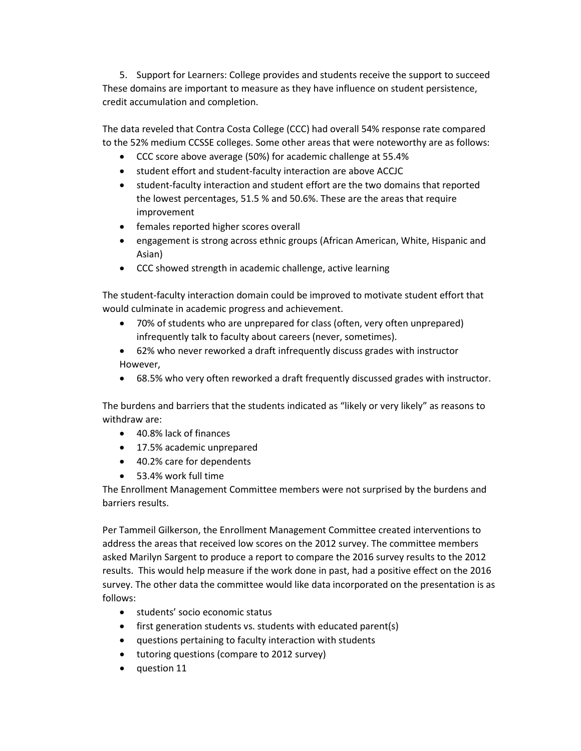5. Support for Learners: College provides and students receive the support to succeed

These domains are important to measure as they have influence on student persistence, credit accumulation and completion.

The data reveled that Contra Costa College (CCC) had overall 54% response rate compared to the 52% medium CCSSE colleges. Some other areas that were noteworthy are as follows:

- CCC score above average (50%) for academic challenge at 55.4%
- student effort and student-faculty interaction are above ACCJC
- student-faculty interaction and student effort are the two domains that reported the lowest percentages, 51.5 % and 50.6%. These are the areas that require improvement
- females reported higher scores overall
- engagement is strong across ethnic groups (African American, White, Hispanic and Asian)
- CCC showed strength in academic challenge, active learning

The student-faculty interaction domain could be improved to motivate student effort that would culminate in academic progress and achievement.

- 70% of students who are unprepared for class (often, very often unprepared) infrequently talk to faculty about careers (never, sometimes).
- 62% who never reworked a draft infrequently discuss grades with instructor

However,

- 68.5% who very often reworked a draft frequently discussed grades with instructor.

The burdens and barriers that the students indicated as "likely or very likely" as reasons to withdraw are:

- 40.8% lack of finances
- 17.5% academic unprepared
- 40.2% care for dependents
- 53.4% work full time

The Enrollment Management Committee members were not surprised by the burdens and barriers results.

Per Tammeil Gilkerson, the Enrollment Management Committee created interventions to address the areas that received low scores on the 2012 survey. The committee members asked Marilyn Sargent to produce a report to compare the 2016 survey results to the 2012 results. This would help measure if the work done in past, had a positive effect on the 2016 survey. The other data the committee would like data incorporated on the presentation is as follows:

- students' socio economic status
- first generation students vs. students with educated parent(s)
- questions pertaining to faculty interaction with students
- tutoring questions (compare to 2012 survey)
- question 11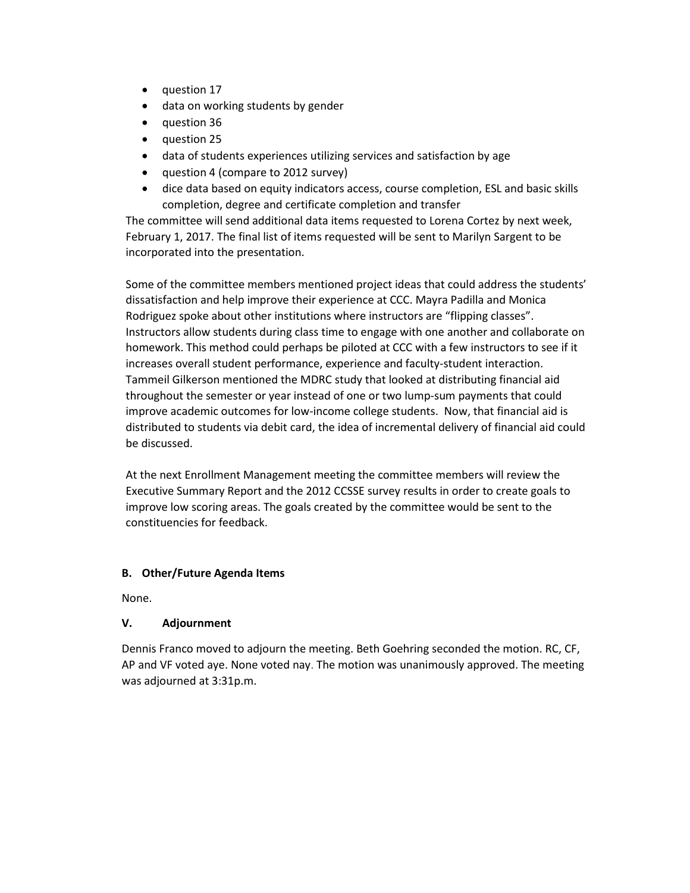- question 17
- data on working students by gender
- question 36
- question 25
- data of students experiences utilizing services and satisfaction by age
- question 4 (compare to 2012 survey)
- dice data based on equity indicators access, course completion, ESL and basic skills completion, degree and certificate completion and transfer

The committee will send additional data items requested to Lorena Cortez by next week, February 1, 2017. The final list of items requested will be sent to Marilyn Sargent to be incorporated into the presentation.

Some of the committee members mentioned project ideas that could address the students' dissatisfaction and help improve their experience at CCC. Mayra Padilla and Monica Rodriguez spoke about other institutions where instructors are "flipping classes". Instructors allow students during class time to engage with one another and collaborate on homework. This method could perhaps be piloted at CCC with a few instructors to see if it increases overall student performance, experience and faculty-student interaction. Tammeil Gilkerson mentioned the MDRC study that looked at distributing financial aid throughout the semester or year instead of one or two lump-sum payments that could improve academic outcomes for low-income college students. Now, that financial aid is distributed to students via debit card, the idea of incremental delivery of financial aid could be discussed.

At the next Enrollment Management meeting the committee members will review the Executive Summary Report and the 2012 CCSSE survey results in order to create goals to improve low scoring areas. The goals created by the committee would be sent to the constituencies for feedback.

### B. Other/Future Agenda Items

None.

### V. Adjournment

Dennis Franco moved to adjourn the meeting. Beth Goehring seconded the motion. RC, CF, AP and VF voted aye. None voted nay. The motion was unanimously approved. The meeting was adjourned at 3:31p.m.